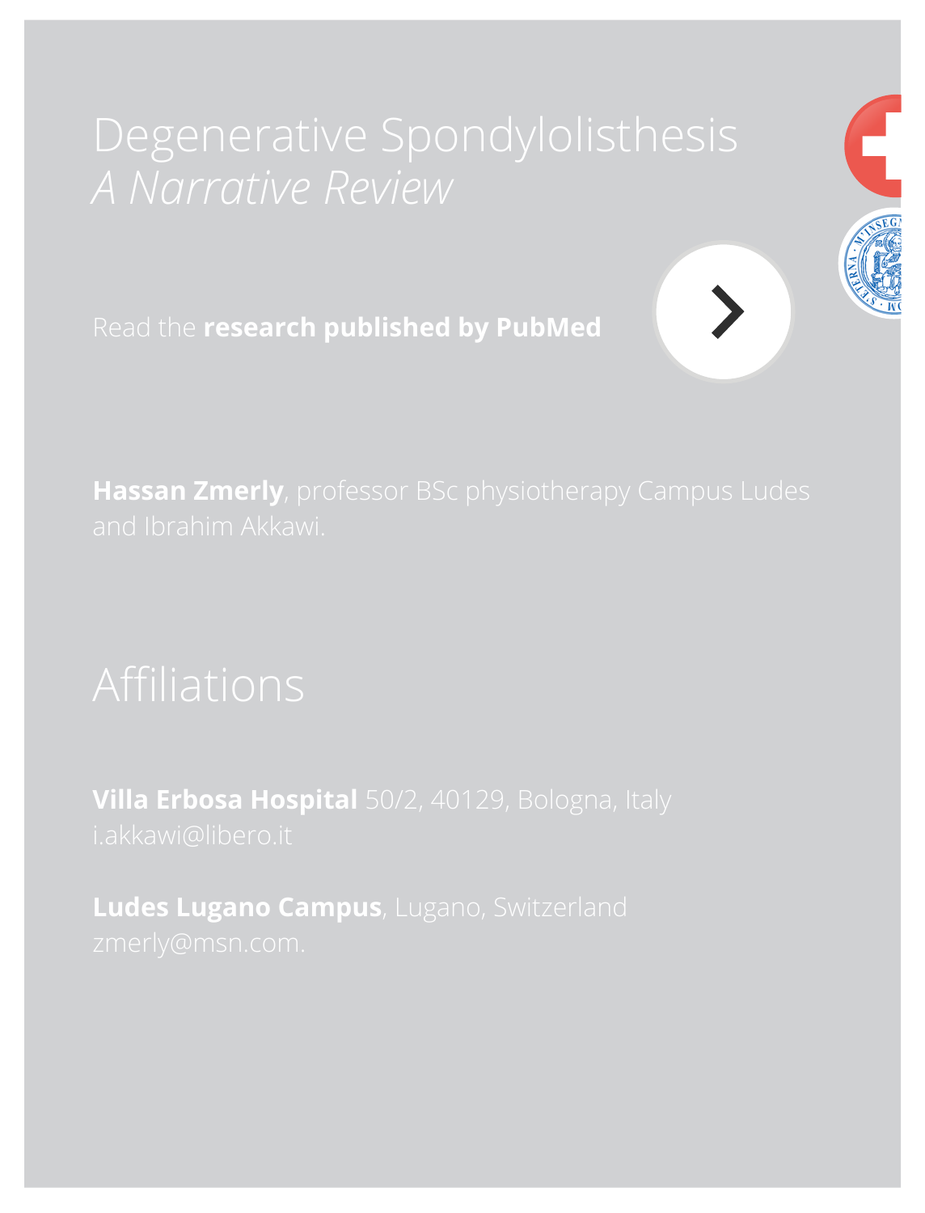# Degenerative Spondylolisthesis
*A Narrative Review*

Read the **research published by PubMed**

**Hassan Zmerly**, professor BSc physiotherapy Campus Ludes and Ibrahim Akkawi.

## Affiliations

**Villa Erbosa Hospital** 50/2, 40129, Bologna, Italy
i.akkawi@libero.it

**Ludes Lugano Campus**, Lugano, Switzerland
zmerly@msn.com.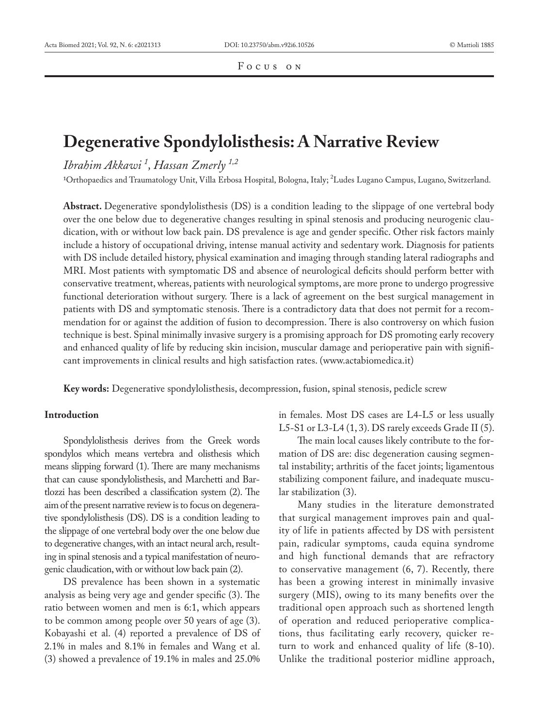Focus on

# Degenerative Spondylolisthesis: A Narrative Review

*Ibrahim Akkawi [1], Hassan Zmerly [1,2]*

[1]Orthopaedics and Traumatology Unit, Villa Erbosa Hospital, Bologna, Italy; [2]Ludes Lugano Campus, Lugano, Switzerland.

**Abstract.** Degenerative spondylolisthesis (DS) is a condition leading to the slippage of one vertebral body over the one below due to degenerative changes resulting in spinal stenosis and producing neurogenic claudication, with or without low back pain. DS prevalence is age and gender specific. Other risk factors mainly include a history of occupational driving, intense manual activity and sedentary work. Diagnosis for patients with DS include detailed history, physical examination and imaging through standing lateral radiographs and MRI. Most patients with symptomatic DS and absence of neurological deficits should perform better with conservative treatment, whereas, patients with neurological symptoms, are more prone to undergo progressive functional deterioration without surgery. There is a lack of agreement on the best surgical management in patients with DS and symptomatic stenosis. There is a contradictory data that does not permit for a recommendation for or against the addition of fusion to decompression. There is also controversy on which fusion technique is best. Spinal minimally invasive surgery is a promising approach for DS promoting early recovery and enhanced quality of life by reducing skin incision, muscular damage and perioperative pain with significant improvements in clinical results and high satisfaction rates. (www.actabiomedica.it)

**Key words:** Degenerative spondylolisthesis, decompression, fusion, spinal stenosis, pedicle screw

## Introduction

Spondylolisthesis derives from the Greek words spondylos which means vertebra and olisthesis which means slipping forward (1). There are many mechanisms that can cause spondylolisthesis, and Marchetti and Bartlozzi has been described a classification system (2). The aim of the present narrative review is to focus on degenerative spondylolisthesis (DS). DS is a condition leading to the slippage of one vertebral body over the one below due to degenerative changes, with an intact neural arch, resulting in spinal stenosis and a typical manifestation of neurogenic claudication, with or without low back pain (2).

DS prevalence has been shown in a systematic analysis as being very age and gender specific (3). The ratio between women and men is 6:1, which appears to be common among people over 50 years of age (3). Kobayashi et al. (4) reported a prevalence of DS of 2.1% in males and 8.1% in females and Wang et al. (3) showed a prevalence of 19.1% in males and 25.0% in females. Most DS cases are L4-L5 or less usually L5-S1 or L3-L4 (1, 3). DS rarely exceeds Grade II (5).

The main local causes likely contribute to the formation of DS are: disc degeneration causing segmental instability; arthritis of the facet joints; ligamentous stabilizing component failure, and inadequate muscular stabilization (3).

Many studies in the literature demonstrated that surgical management improves pain and quality of life in patients affected by DS with persistent pain, radicular symptoms, cauda equina syndrome and high functional demands that are refractory to conservative management (6, 7). Recently, there has been a growing interest in minimally invasive surgery (MIS), owing to its many benefits over the traditional open approach such as shortened length of operation and reduced perioperative complications, thus facilitating early recovery, quicker return to work and enhanced quality of life (8-10). Unlike the traditional posterior midline approach,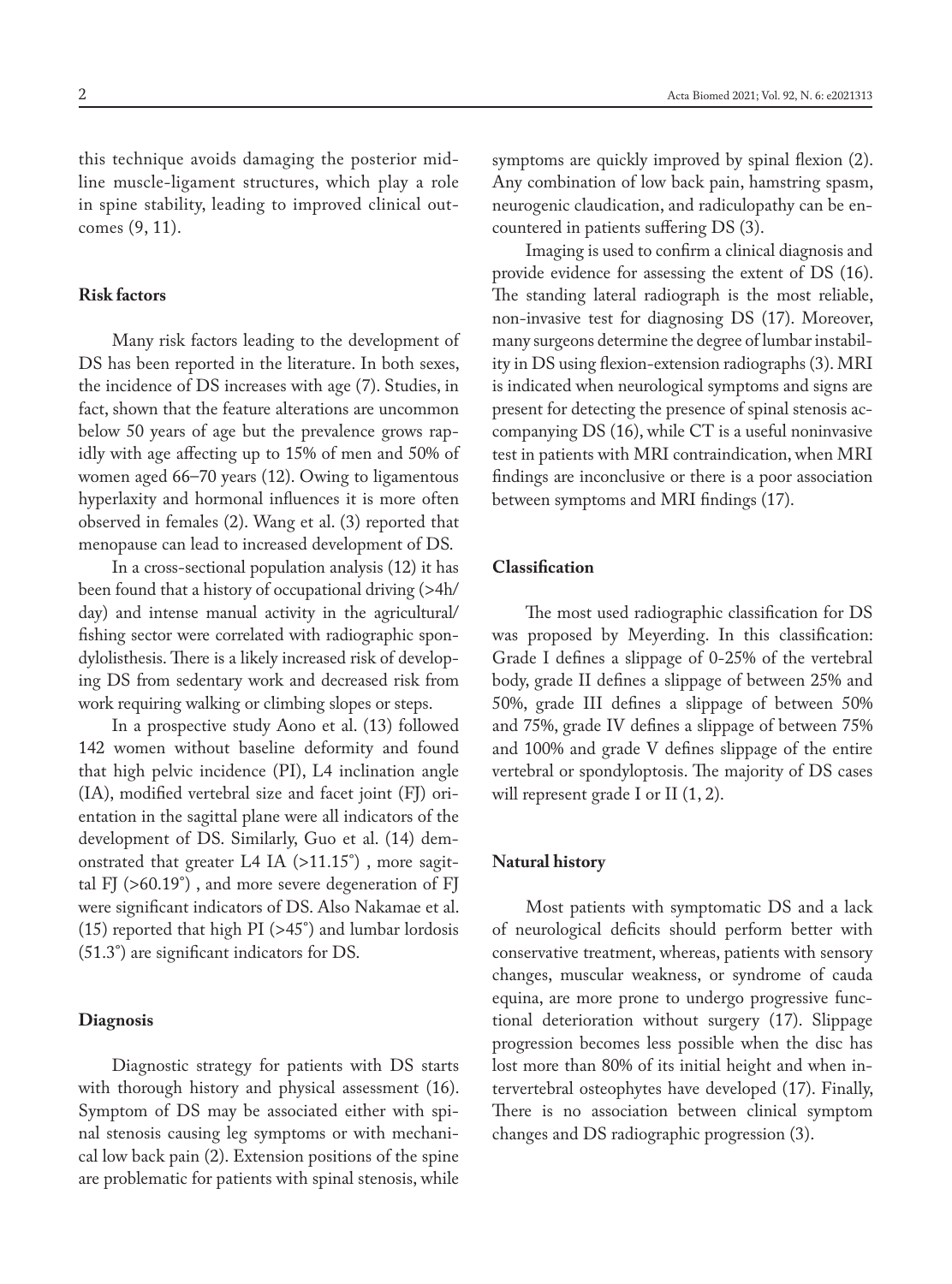this technique avoids damaging the posterior midline muscle-ligament structures, which play a role in spine stability, leading to improved clinical outcomes (9, 11).

## Risk factors

Many risk factors leading to the development of DS has been reported in the literature. In both sexes, the incidence of DS increases with age (7). Studies, in fact, shown that the feature alterations are uncommon below 50 years of age but the prevalence grows rapidly with age affecting up to 15% of men and 50% of women aged 66–70 years (12). Owing to ligamentous hyperlaxity and hormonal influences it is more often observed in females (2). Wang et al. (3) reported that menopause can lead to increased development of DS.

In a cross-sectional population analysis (12) it has been found that a history of occupational driving (>4h/day) and intense manual activity in the agricultural/fishing sector were correlated with radiographic spondylolisthesis. There is a likely increased risk of developing DS from sedentary work and decreased risk from work requiring walking or climbing slopes or steps.

In a prospective study Aono et al. (13) followed 142 women without baseline deformity and found that high pelvic incidence (PI), L4 inclination angle (IA), modified vertebral size and facet joint (FJ) orientation in the sagittal plane were all indicators of the development of DS. Similarly, Guo et al. (14) demonstrated that greater L4 IA (>11.15°) , more sagittal FJ (>60.19°) , and more severe degeneration of FJ were significant indicators of DS. Also Nakamae et al. (15) reported that high PI (>45°) and lumbar lordosis (51.3°) are significant indicators for DS.

## Diagnosis

Diagnostic strategy for patients with DS starts with thorough history and physical assessment (16). Symptom of DS may be associated either with spinal stenosis causing leg symptoms or with mechanical low back pain (2). Extension positions of the spine are problematic for patients with spinal stenosis, while symptoms are quickly improved by spinal flexion (2). Any combination of low back pain, hamstring spasm, neurogenic claudication, and radiculopathy can be encountered in patients suffering DS (3).

Imaging is used to confirm a clinical diagnosis and provide evidence for assessing the extent of DS (16). The standing lateral radiograph is the most reliable, non-invasive test for diagnosing DS (17). Moreover, many surgeons determine the degree of lumbar instability in DS using flexion-extension radiographs (3). MRI is indicated when neurological symptoms and signs are present for detecting the presence of spinal stenosis accompanying DS (16), while CT is a useful noninvasive test in patients with MRI contraindication, when MRI findings are inconclusive or there is a poor association between symptoms and MRI findings (17).

## Classification

The most used radiographic classification for DS was proposed by Meyerding. In this classification: Grade I defines a slippage of 0-25% of the vertebral body, grade II defines a slippage of between 25% and 50%, grade III defines a slippage of between 50% and 75%, grade IV defines a slippage of between 75% and 100% and grade V defines slippage of the entire vertebral or spondyloptosis. The majority of DS cases will represent grade I or II (1, 2).

## Natural history

Most patients with symptomatic DS and a lack of neurological deficits should perform better with conservative treatment, whereas, patients with sensory changes, muscular weakness, or syndrome of cauda equina, are more prone to undergo progressive functional deterioration without surgery (17). Slippage progression becomes less possible when the disc has lost more than 80% of its initial height and when intervertebral osteophytes have developed (17). Finally, There is no association between clinical symptom changes and DS radiographic progression (3).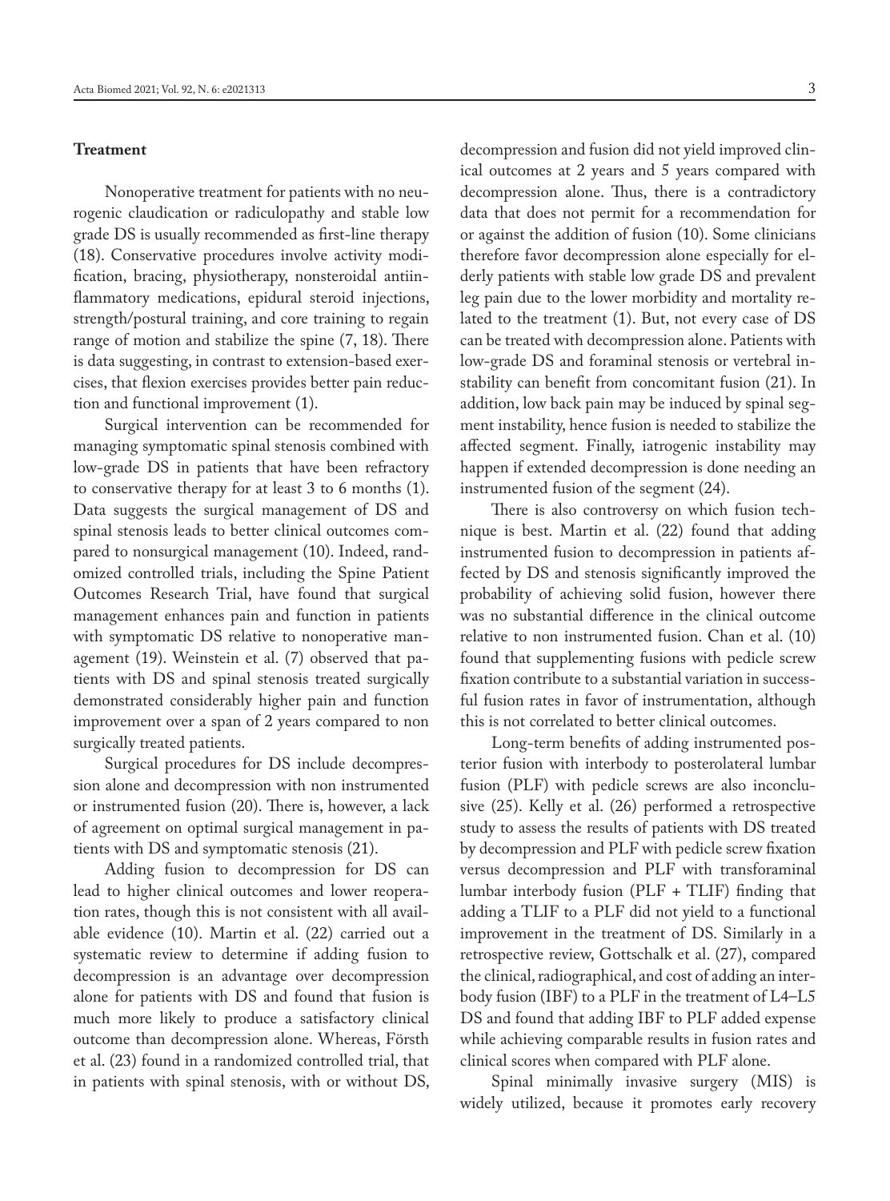### Treatment

Nonoperative treatment for patients with no neurogenic claudication or radiculopathy and stable low grade DS is usually recommended as first-line therapy (18). Conservative procedures involve activity modification, bracing, physiotherapy, nonsteroidal antiinflammatory medications, epidural steroid injections, strength/postural training, and core training to regain range of motion and stabilize the spine (7, 18). There is data suggesting, in contrast to extension-based exercises, that flexion exercises provides better pain reduction and functional improvement (1).

Surgical intervention can be recommended for managing symptomatic spinal stenosis combined with low-grade DS in patients that have been refractory to conservative therapy for at least 3 to 6 months (1). Data suggests the surgical management of DS and spinal stenosis leads to better clinical outcomes compared to nonsurgical management (10). Indeed, randomized controlled trials, including the Spine Patient Outcomes Research Trial, have found that surgical management enhances pain and function in patients with symptomatic DS relative to nonoperative management (19). Weinstein et al. (7) observed that patients with DS and spinal stenosis treated surgically demonstrated considerably higher pain and function improvement over a span of 2 years compared to non surgically treated patients.

Surgical procedures for DS include decompression alone and decompression with non instrumented or instrumented fusion (20). There is, however, a lack of agreement on optimal surgical management in patients with DS and symptomatic stenosis (21).

Adding fusion to decompression for DS can lead to higher clinical outcomes and lower reoperation rates, though this is not consistent with all available evidence (10). Martin et al. (22) carried out a systematic review to determine if adding fusion to decompression is an advantage over decompression alone for patients with DS and found that fusion is much more likely to produce a satisfactory clinical outcome than decompression alone. Whereas, Försth et al. (23) found in a randomized controlled trial, that in patients with spinal stenosis, with or without DS, decompression and fusion did not yield improved clinical outcomes at 2 years and 5 years compared with decompression alone. Thus, there is a contradictory data that does not permit for a recommendation for or against the addition of fusion (10). Some clinicians therefore favor decompression alone especially for elderly patients with stable low grade DS and prevalent leg pain due to the lower morbidity and mortality related to the treatment (1). But, not every case of DS can be treated with decompression alone. Patients with low-grade DS and foraminal stenosis or vertebral instability can benefit from concomitant fusion (21). In addition, low back pain may be induced by spinal segment instability, hence fusion is needed to stabilize the affected segment. Finally, iatrogenic instability may happen if extended decompression is done needing an instrumented fusion of the segment (24).

There is also controversy on which fusion technique is best. Martin et al. (22) found that adding instrumented fusion to decompression in patients affected by DS and stenosis significantly improved the probability of achieving solid fusion, however there was no substantial difference in the clinical outcome relative to non instrumented fusion. Chan et al. (10) found that supplementing fusions with pedicle screw fixation contribute to a substantial variation in successful fusion rates in favor of instrumentation, although this is not correlated to better clinical outcomes.

Long-term benefits of adding instrumented posterior fusion with interbody to posterolateral lumbar fusion (PLF) with pedicle screws are also inconclusive (25). Kelly et al. (26) performed a retrospective study to assess the results of patients with DS treated by decompression and PLF with pedicle screw fixation versus decompression and PLF with transforaminal lumbar interbody fusion (PLF + TLIF) finding that adding a TLIF to a PLF did not yield to a functional improvement in the treatment of DS. Similarly in a retrospective review, Gottschalk et al. (27), compared the clinical, radiographical, and cost of adding an interbody fusion (IBF) to a PLF in the treatment of L4–L5 DS and found that adding IBF to PLF added expense while achieving comparable results in fusion rates and clinical scores when compared with PLF alone.

Spinal minimally invasive surgery (MIS) is widely utilized, because it promotes early recovery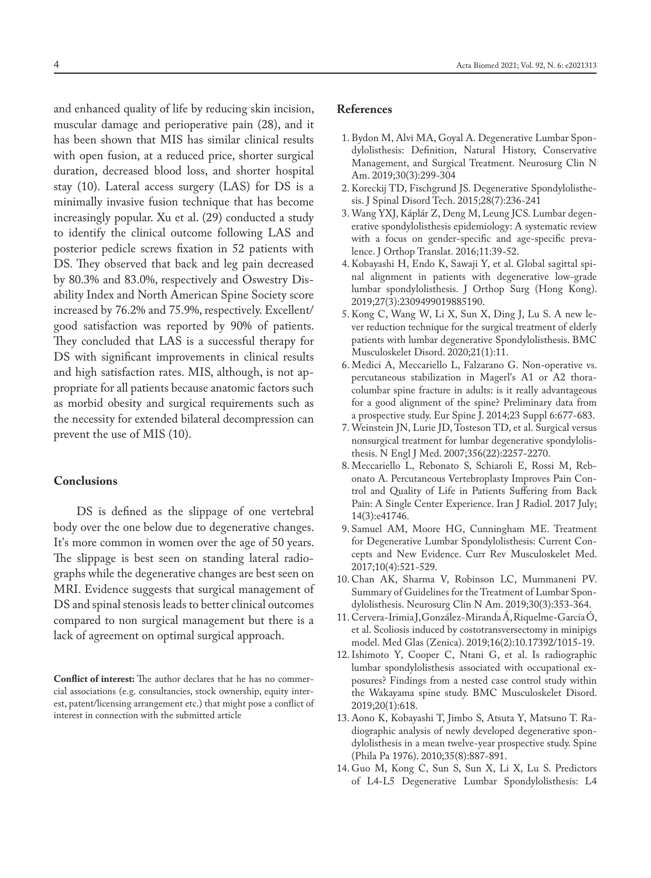and enhanced quality of life by reducing skin incision, muscular damage and perioperative pain (28), and it has been shown that MIS has similar clinical results with open fusion, at a reduced price, shorter surgical duration, decreased blood loss, and shorter hospital stay (10). Lateral access surgery (LAS) for DS is a minimally invasive fusion technique that has become increasingly popular. Xu et al. (29) conducted a study to identify the clinical outcome following LAS and posterior pedicle screws fixation in 52 patients with DS. They observed that back and leg pain decreased by 80.3% and 83.0%, respectively and Oswestry Disability Index and North American Spine Society score increased by 76.2% and 75.9%, respectively. Excellent/good satisfaction was reported by 90% of patients. They concluded that LAS is a successful therapy for DS with significant improvements in clinical results and high satisfaction rates. MIS, although, is not appropriate for all patients because anatomic factors such as morbid obesity and surgical requirements such as the necessity for extended bilateral decompression can prevent the use of MIS (10).

## Conclusions

DS is defined as the slippage of one vertebral body over the one below due to degenerative changes. It's more common in women over the age of 50 years. The slippage is best seen on standing lateral radiographs while the degenerative changes are best seen on MRI. Evidence suggests that surgical management of DS and spinal stenosis leads to better clinical outcomes compared to non surgical management but there is a lack of agreement on optimal surgical approach.

**Conflict of interest:** The author declares that he has no commercial associations (e.g. consultancies, stock ownership, equity interest, patent/licensing arrangement etc.) that might pose a conflict of interest in connection with the submitted article

## References

1. Bydon M, Alvi MA, Goyal A. Degenerative Lumbar Spondylolisthesis: Definition, Natural History, Conservative Management, and Surgical Treatment. Neurosurg Clin N Am. 2019;30(3):299-304
2. Koreckij TD, Fischgrund JS. Degenerative Spondylolisthesis. J Spinal Disord Tech. 2015;28(7):236-241
3. Wang YXJ, Káplár Z, Deng M, Leung JCS. Lumbar degenerative spondylolisthesis epidemiology: A systematic review with a focus on gender-specific and age-specific prevalence. J Orthop Translat. 2016;11:39-52.
4. Kobayashi H, Endo K, Sawaji Y, et al. Global sagittal spinal alignment in patients with degenerative low-grade lumbar spondylolisthesis. J Orthop Surg (Hong Kong). 2019;27(3):2309499019885190.
5. Kong C, Wang W, Li X, Sun X, Ding J, Lu S. A new lever reduction technique for the surgical treatment of elderly patients with lumbar degenerative Spondylolisthesis. BMC Musculoskelet Disord. 2020;21(1):11.
6. Medici A, Meccariello L, Falzarano G. Non-operative vs. percutaneous stabilization in Magerl's A1 or A2 thoracolumbar spine fracture in adults: is it really advantageous for a good alignment of the spine? Preliminary data from a prospective study. Eur Spine J. 2014;23 Suppl 6:677-683.
7. Weinstein JN, Lurie JD, Tosteson TD, et al. Surgical versus nonsurgical treatment for lumbar degenerative spondylolisthesis. N Engl J Med. 2007;356(22):2257-2270.
8. Meccariello L, Rebonato S, Schiaroli E, Rossi M, Rebonato A. Percutaneous Vertebroplasty Improves Pain Control and Quality of Life in Patients Suffering from Back Pain: A Single Center Experience. Iran J Radiol. 2017 July; 14(3):e41746.
9. Samuel AM, Moore HG, Cunningham ME. Treatment for Degenerative Lumbar Spondylolisthesis: Current Concepts and New Evidence. Curr Rev Musculoskelet Med. 2017;10(4):521-529.
10. Chan AK, Sharma V, Robinson LC, Mummaneni PV. Summary of Guidelines for the Treatment of Lumbar Spondylolisthesis. Neurosurg Clin N Am. 2019;30(3):353-364.
11. Cervera-Irimia J, González-Miranda Á, Riquelme-García Ó, et al. Scoliosis induced by costotransversectomy in minipigs model. Med Glas (Zenica). 2019;16(2):10.17392/1015-19.
12. Ishimoto Y, Cooper C, Ntani G, et al. Is radiographic lumbar spondylolisthesis associated with occupational exposures? Findings from a nested case control study within the Wakayama spine study. BMC Musculoskelet Disord. 2019;20(1):618.
13. Aono K, Kobayashi T, Jimbo S, Atsuta Y, Matsuno T. Radiographic analysis of newly developed degenerative spondylolisthesis in a mean twelve-year prospective study. Spine (Phila Pa 1976). 2010;35(8):887-891.
14. Guo M, Kong C, Sun S, Sun X, Li X, Lu S. Predictors of L4-L5 Degenerative Lumbar Spondylolisthesis: L4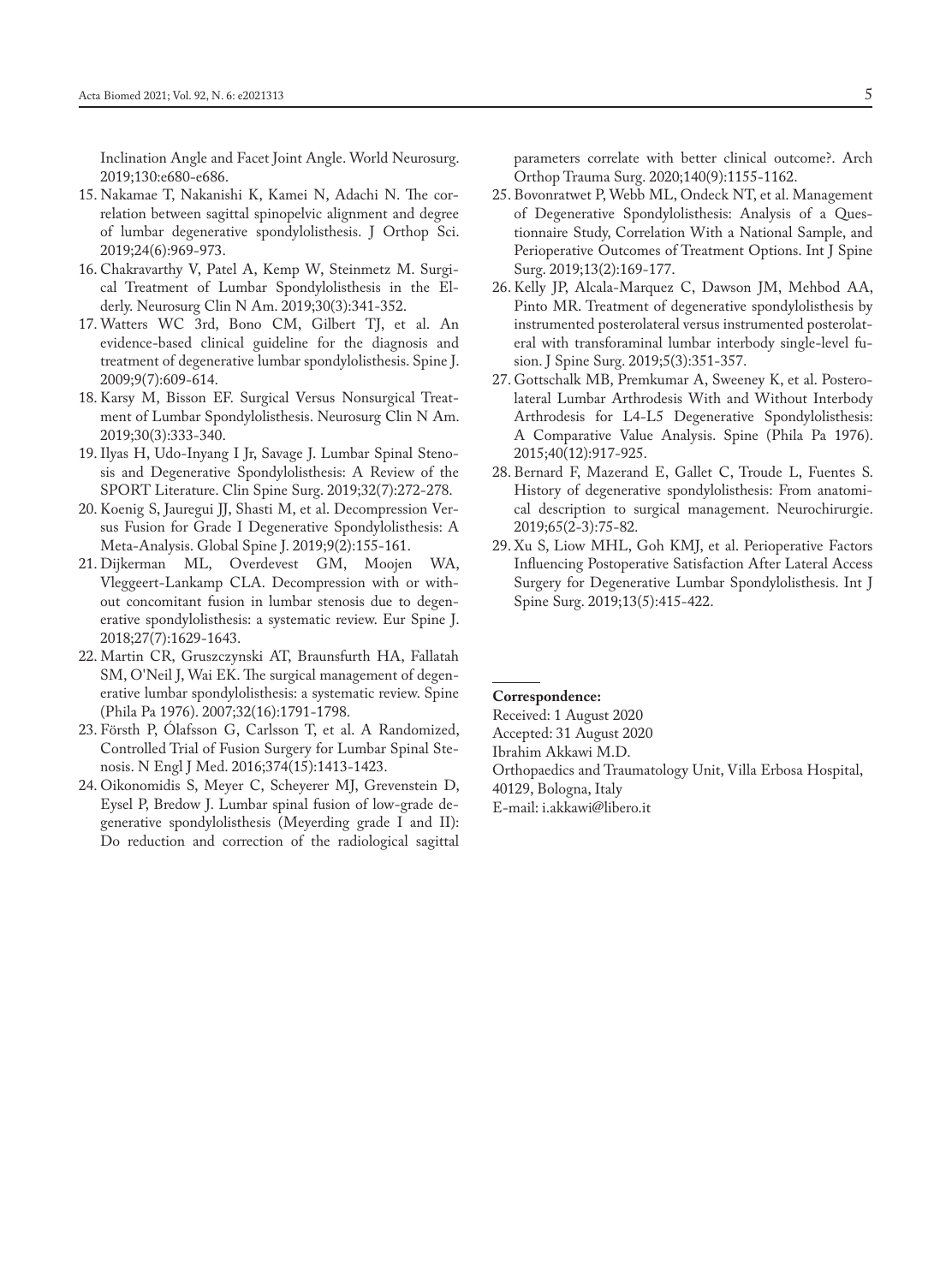Inclination Angle and Facet Joint Angle. World Neurosurg. 2019;130:e680-e686.

15. Nakamae T, Nakanishi K, Kamei N, Adachi N. The correlation between sagittal spinopelvic alignment and degree of lumbar degenerative spondylolisthesis. J Orthop Sci. 2019;24(6):969-973.
16. Chakravarthy V, Patel A, Kemp W, Steinmetz M. Surgical Treatment of Lumbar Spondylolisthesis in the Elderly. Neurosurg Clin N Am. 2019;30(3):341-352.
17. Watters WC 3rd, Bono CM, Gilbert TJ, et al. An evidence-based clinical guideline for the diagnosis and treatment of degenerative lumbar spondylolisthesis. Spine J. 2009;9(7):609-614.
18. Karsy M, Bisson EF. Surgical Versus Nonsurgical Treatment of Lumbar Spondylolisthesis. Neurosurg Clin N Am. 2019;30(3):333-340.
19. Ilyas H, Udo-Inyang I Jr, Savage J. Lumbar Spinal Stenosis and Degenerative Spondylolisthesis: A Review of the SPORT Literature. Clin Spine Surg. 2019;32(7):272-278.
20. Koenig S, Jauregui JJ, Shasti M, et al. Decompression Versus Fusion for Grade I Degenerative Spondylolisthesis: A Meta-Analysis. Global Spine J. 2019;9(2):155-161.
21. Dijkerman ML, Overdevest GM, Moojen WA, Vleggeert-Lankamp CLA. Decompression with or without concomitant fusion in lumbar stenosis due to degenerative spondylolisthesis: a systematic review. Eur Spine J. 2018;27(7):1629-1643.
22. Martin CR, Gruszczynski AT, Braunsfurth HA, Fallatah SM, O'Neil J, Wai EK. The surgical management of degenerative lumbar spondylolisthesis: a systematic review. Spine (Phila Pa 1976). 2007;32(16):1791-1798.
23. Försth P, Ólafsson G, Carlsson T, et al. A Randomized, Controlled Trial of Fusion Surgery for Lumbar Spinal Stenosis. N Engl J Med. 2016;374(15):1413-1423.
24. Oikonomidis S, Meyer C, Scheyerer MJ, Grevenstein D, Eysel P, Bredow J. Lumbar spinal fusion of low-grade degenerative spondylolisthesis (Meyerding grade I and II): Do reduction and correction of the radiological sagittal parameters correlate with better clinical outcome?. Arch Orthop Trauma Surg. 2020;140(9):1155-1162.
25. Bovonratwet P, Webb ML, Ondeck NT, et al. Management of Degenerative Spondylolisthesis: Analysis of a Questionnaire Study, Correlation With a National Sample, and Perioperative Outcomes of Treatment Options. Int J Spine Surg. 2019;13(2):169-177.
26. Kelly JP, Alcala-Marquez C, Dawson JM, Mehbod AA, Pinto MR. Treatment of degenerative spondylolisthesis by instrumented posterolateral versus instrumented posterolateral with transforaminal lumbar interbody single-level fusion. J Spine Surg. 2019;5(3):351-357.
27. Gottschalk MB, Premkumar A, Sweeney K, et al. Posterolateral Lumbar Arthrodesis With and Without Interbody Arthrodesis for L4-L5 Degenerative Spondylolisthesis: A Comparative Value Analysis. Spine (Phila Pa 1976). 2015;40(12):917-925.
28. Bernard F, Mazerand E, Gallet C, Troude L, Fuentes S. History of degenerative spondylolisthesis: From anatomical description to surgical management. Neurochirurgie. 2019;65(2-3):75-82.
29. Xu S, Liow MHL, Goh KMJ, et al. Perioperative Factors Influencing Postoperative Satisfaction After Lateral Access Surgery for Degenerative Lumbar Spondylolisthesis. Int J Spine Surg. 2019;13(5):415-422.

**Correspondence:**

Received: 1 August 2020

Accepted: 31 August 2020

Ibrahim Akkawi M.D.

Orthopaedics and Traumatology Unit, Villa Erbosa Hospital,

40129, Bologna, Italy

E-mail: i.akkawi@libero.it